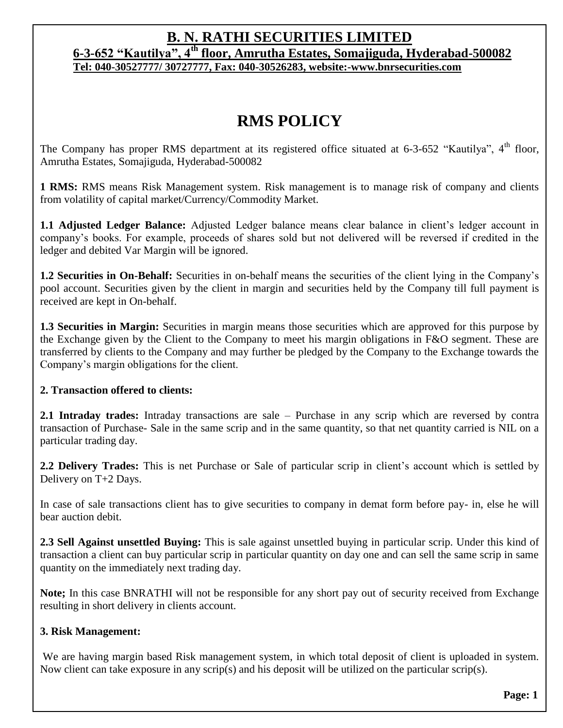# B. N. RATHI SECURITIES LIMITED

**6-3-652 "Kautilya", 4th floor, Amrutha Estates, Somajiguda, Hyderabad-500082**

**Tel: 040-30527777/ 30727777, Fax: 040-30526283, website:-www.bnrsecurities.com**

## RMS POLICY

The Company has proper RMS department at its registered office situated at 6-3-652 "Kautilya", 4th floor, Amrutha Estates, Somajiguda, Hyderabad-500082

**1 RMS:** RMS means Risk Management system. Risk management is to manage risk of company and clients from volatility of capital market/Currency/Commodity Market.

**1.1 Adjusted Ledger Balance:** Adjusted Ledger balance means clear balance in client's ledger account in company's books. For example, proceeds of shares sold but not delivered will be reversed if credited in the ledger and debited Var Margin will be ignored.

**1.2 Securities in On-Behalf:** Securities in on-behalf means the securities of the client lying in the Company's pool account. Securities given by the client in margin and securities held by the Company till full payment is received are kept in On-behalf.

**1.3 Securities in Margin:** Securities in margin means those securities which are approved for this purpose by the Exchange given by the Client to the Company to meet his margin obligations in F&O segment. These are transferred by clients to the Company and may further be pledged by the Company to the Exchange towards the Company's margin obligations for the client.

**2. Transaction offered to clients:**

**2.1 Intraday trades:** Intraday transactions are sale – Purchase in any scrip which are reversed by contra transaction of Purchase- Sale in the same scrip and in the same quantity, so that net quantity carried is NIL on a particular trading day.

**2.2 Delivery Trades:** This is net Purchase or Sale of particular scrip in client's account which is settled by Delivery on T+2 Days.

In case of sale transactions client has to give securities to company in demat form before pay- in, else he will bear auction debit.

**2.3 Sell Against unsettled Buying:** This is sale against unsettled buying in particular scrip. Under this kind of transaction a client can buy particular scrip in particular quantity on day one and can sell the same scrip in same quantity on the immediately next trading day.

**Note;** In this case BNRATHI will not be responsible for any short pay out of security received from Exchange resulting in short delivery in clients account.

**3. Risk Management:**

We are having margin based Risk management system, in which total deposit of client is uploaded in system. Now client can take exposure in any scrip(s) and his deposit will be utilized on the particular scrip(s).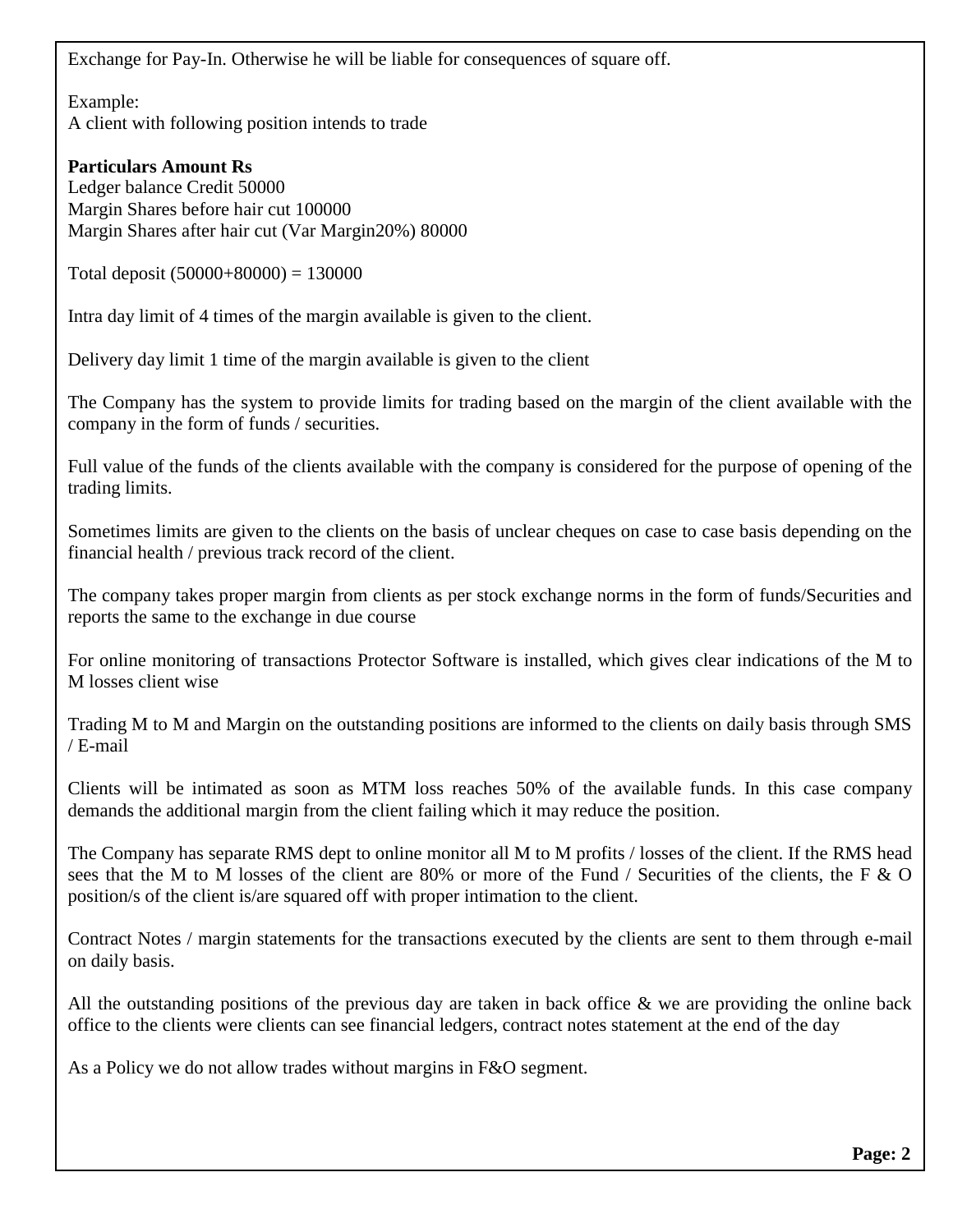Exchange for Pay-In. Otherwise he will be liable for consequences of square off.

Example:
A client with following position intends to trade

**Particulars Amount Rs**
Ledger balance Credit 50000
Margin Shares before hair cut 100000
Margin Shares after hair cut (Var Margin20%) 80000

Total deposit (50000+80000) = 130000

Intra day limit of 4 times of the margin available is given to the client.

Delivery day limit 1 time of the margin available is given to the client

The Company has the system to provide limits for trading based on the margin of the client available with the company in the form of funds / securities.

Full value of the funds of the clients available with the company is considered for the purpose of opening of the trading limits.

Sometimes limits are given to the clients on the basis of unclear cheques on case to case basis depending on the financial health / previous track record of the client.

The company takes proper margin from clients as per stock exchange norms in the form of funds/Securities and reports the same to the exchange in due course

For online monitoring of transactions Protector Software is installed, which gives clear indications of the M to M losses client wise

Trading M to M and Margin on the outstanding positions are informed to the clients on daily basis through SMS / E-mail

Clients will be intimated as soon as MTM loss reaches 50% of the available funds. In this case company demands the additional margin from the client failing which it may reduce the position.

The Company has separate RMS dept to online monitor all M to M profits / losses of the client. If the RMS head sees that the M to M losses of the client are 80% or more of the Fund / Securities of the clients, the F & O position/s of the client is/are squared off with proper intimation to the client.

Contract Notes / margin statements for the transactions executed by the clients are sent to them through e-mail on daily basis.

All the outstanding positions of the previous day are taken in back office & we are providing the online back office to the clients were clients can see financial ledgers, contract notes statement at the end of the day

As a Policy we do not allow trades without margins in F&O segment.